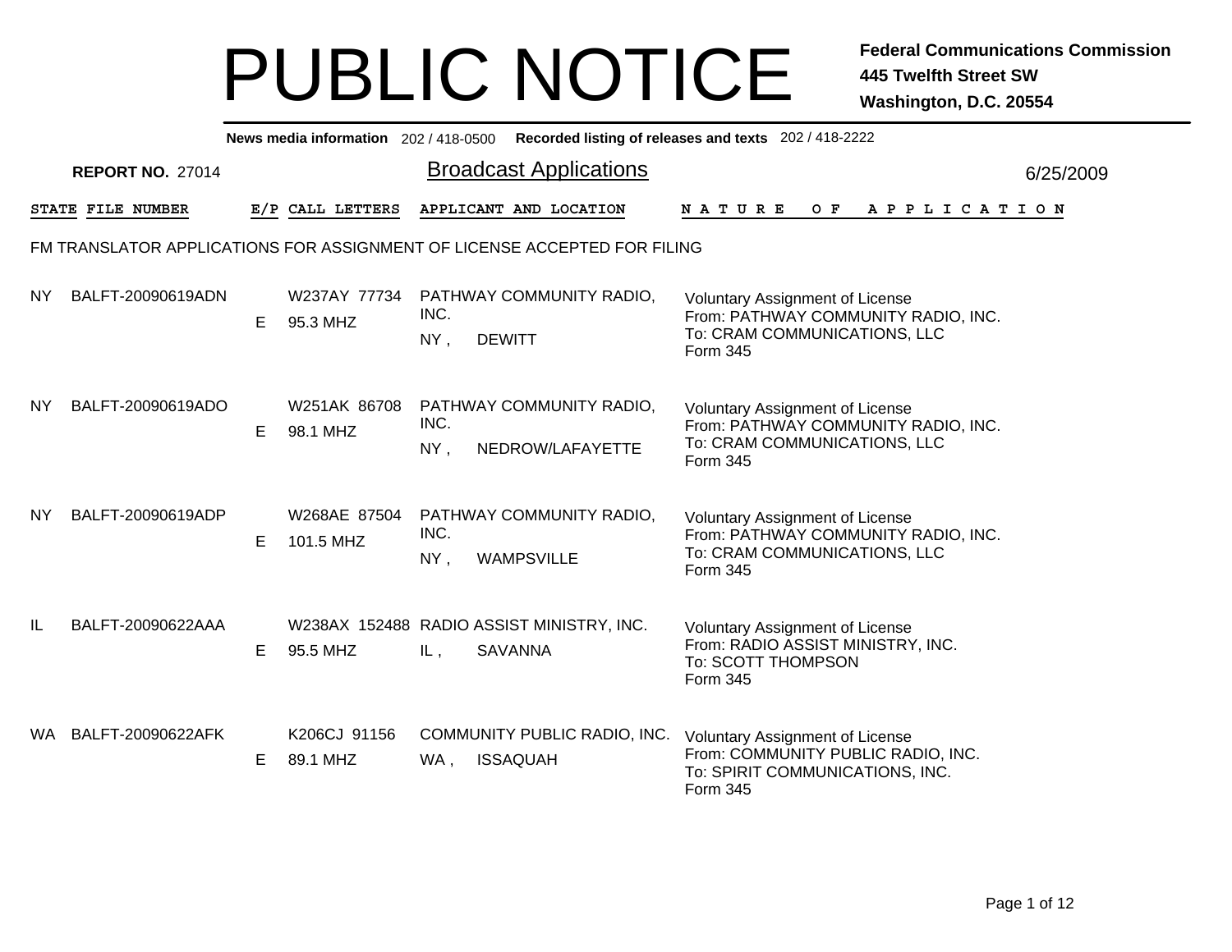# PUBLIC NOTICE

**Federal Communications Commission**
**445 Twelfth Street SW**
**Washington, D.C. 20554**

**News media information** 202 / 418-0500 **Recorded listing of releases and texts** 202 / 418-2222

**REPORT NO.** 27014

## Broadcast Applications

6/25/2009

FM TRANSLATOR APPLICATIONS FOR ASSIGNMENT OF LICENSE ACCEPTED FOR FILING

| STATE | FILE NUMBER | E/P | CALL LETTERS | APPLICANT AND LOCATION | NATURE OF APPLICATION |
|---|---|---|---|---|---|
| NY | BALFT-20090619ADN | E | W237AY 77734<br>95.3 MHZ | PATHWAY COMMUNITY RADIO, INC.<br>NY , DEWITT | Voluntary Assignment of License<br>From: PATHWAY COMMUNITY RADIO, INC.<br>To: CRAM COMMUNICATIONS, LLC<br>Form 345 |
| NY | BALFT-20090619ADO | E | W251AK 86708<br>98.1 MHZ | PATHWAY COMMUNITY RADIO, INC.<br>NY , NEDROW/LAFAYETTE | Voluntary Assignment of License<br>From: PATHWAY COMMUNITY RADIO, INC.<br>To: CRAM COMMUNICATIONS, LLC<br>Form 345 |
| NY | BALFT-20090619ADP | E | W268AE 87504<br>101.5 MHZ | PATHWAY COMMUNITY RADIO, INC.<br>NY , WAMPSVILLE | Voluntary Assignment of License<br>From: PATHWAY COMMUNITY RADIO, INC.<br>To: CRAM COMMUNICATIONS, LLC<br>Form 345 |
| IL | BALFT-20090622AAA | E | W238AX 152488<br>95.5 MHZ | RADIO ASSIST MINISTRY, INC.<br>IL , SAVANNA | Voluntary Assignment of License<br>From: RADIO ASSIST MINISTRY, INC.<br>To: SCOTT THOMPSON<br>Form 345 |
| WA | BALFT-20090622AFK | E | K206CJ 91156<br>89.1 MHZ | COMMUNITY PUBLIC RADIO, INC.<br>WA , ISSAQUAH | Voluntary Assignment of License<br>From: COMMUNITY PUBLIC RADIO, INC.<br>To: SPIRIT COMMUNICATIONS, INC.<br>Form 345 |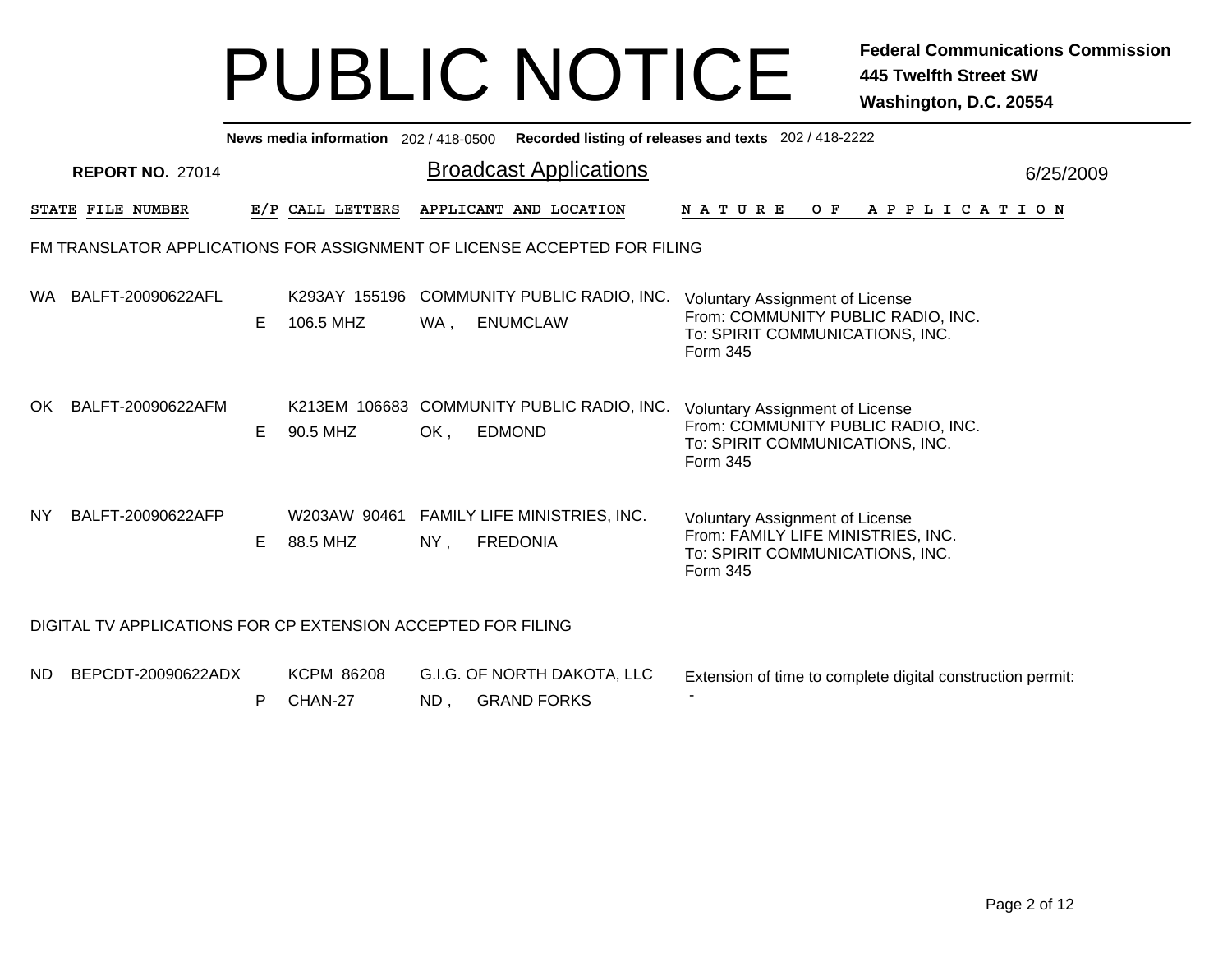# PUBLIC NOTICE

**Federal Communications Commission**
**445 Twelfth Street SW**
**Washington, D.C. 20554**

**News media information** 202 / 418-0500 **Recorded listing of releases and texts** 202 / 418-2222

**REPORT NO.** 27014

## Broadcast Applications

6/25/2009

### FM TRANSLATOR APPLICATIONS FOR ASSIGNMENT OF LICENSE ACCEPTED FOR FILING

| STATE | FILE NUMBER | E/P | CALL LETTERS | APPLICANT AND LOCATION | NATURE OF APPLICATION |
|---|---|---|---|---|---|
| WA | BALFT-20090622AFL | E | K293AY 155196<br>106.5 MHZ | COMMUNITY PUBLIC RADIO, INC.<br>WA , ENUMCLAW | Voluntary Assignment of License<br>From: COMMUNITY PUBLIC RADIO, INC.<br>To: SPIRIT COMMUNICATIONS, INC.<br>Form 345 |
| OK | BALFT-20090622AFM | E | K213EM 106683<br>90.5 MHZ | COMMUNITY PUBLIC RADIO, INC.<br>OK , EDMOND | Voluntary Assignment of License<br>From: COMMUNITY PUBLIC RADIO, INC.<br>To: SPIRIT COMMUNICATIONS, INC.<br>Form 345 |
| NY | BALFT-20090622AFP | E | W203AW 90461<br>88.5 MHZ | FAMILY LIFE MINISTRIES, INC.<br>NY , FREDONIA | Voluntary Assignment of License<br>From: FAMILY LIFE MINISTRIES, INC.<br>To: SPIRIT COMMUNICATIONS, INC.<br>Form 345 |

### DIGITAL TV APPLICATIONS FOR CP EXTENSION ACCEPTED FOR FILING

| STATE | FILE NUMBER | E/P | CALL LETTERS | APPLICANT AND LOCATION | NATURE OF APPLICATION |
|---|---|---|---|---|---|
| ND | BEPCDT-20090622ADX | P | KCPM 86208<br>CHAN-27 | G.I.G. OF NORTH DAKOTA, LLC<br>ND , GRAND FORKS | Extension of time to complete digital construction permit:<br>- |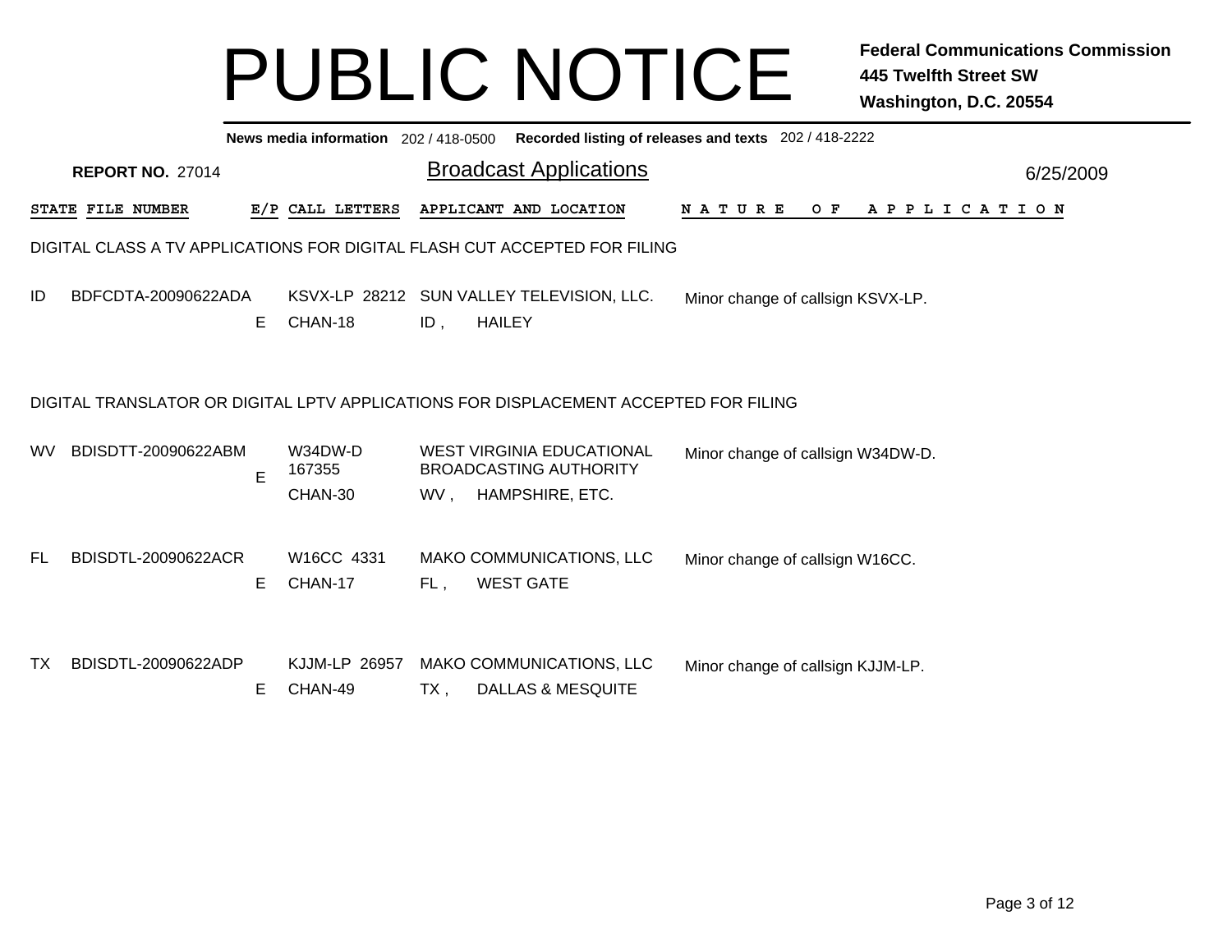# PUBLIC NOTICE

**Federal Communications Commission**
**445 Twelfth Street SW**
**Washington, D.C. 20554**

**News media information** 202 / 418-0500 **Recorded listing of releases and texts** 202 / 418-2222

**REPORT NO.** 27014

## Broadcast Applications

6/25/2009

| STATE | FILE NUMBER | E/P | CALL LETTERS | APPLICANT AND LOCATION | NATURE OF APPLICATION |
|---|---|---|---|---|---|

DIGITAL CLASS A TV APPLICATIONS FOR DIGITAL FLASH CUT ACCEPTED FOR FILING

| STATE | FILE NUMBER | E/P | CALL LETTERS | APPLICANT AND LOCATION | NATURE OF APPLICATION |
|---|---|---|---|---|---|
| ID | BDFCDTA-20090622ADA | E | KSVX-LP 28212 CHAN-18 | SUN VALLEY TELEVISION, LLC. ID , HAILEY | Minor change of callsign KSVX-LP. |

DIGITAL TRANSLATOR OR DIGITAL LPTV APPLICATIONS FOR DISPLACEMENT ACCEPTED FOR FILING

| STATE | FILE NUMBER | E/P | CALL LETTERS | APPLICANT AND LOCATION | NATURE OF APPLICATION |
|---|---|---|---|---|---|
| WV | BDISDTT-20090622ABM | E | W34DW-D 167355 CHAN-30 | WEST VIRGINIA EDUCATIONAL BROADCASTING AUTHORITY WV , HAMPSHIRE, ETC. | Minor change of callsign W34DW-D. |
| FL | BDISDTL-20090622ACR | E | W16CC 4331 CHAN-17 | MAKO COMMUNICATIONS, LLC FL , WEST GATE | Minor change of callsign W16CC. |
| TX | BDISDTL-20090622ADP | E | KJJM-LP 26957 CHAN-49 | MAKO COMMUNICATIONS, LLC TX , DALLAS & MESQUITE | Minor change of callsign KJJM-LP. |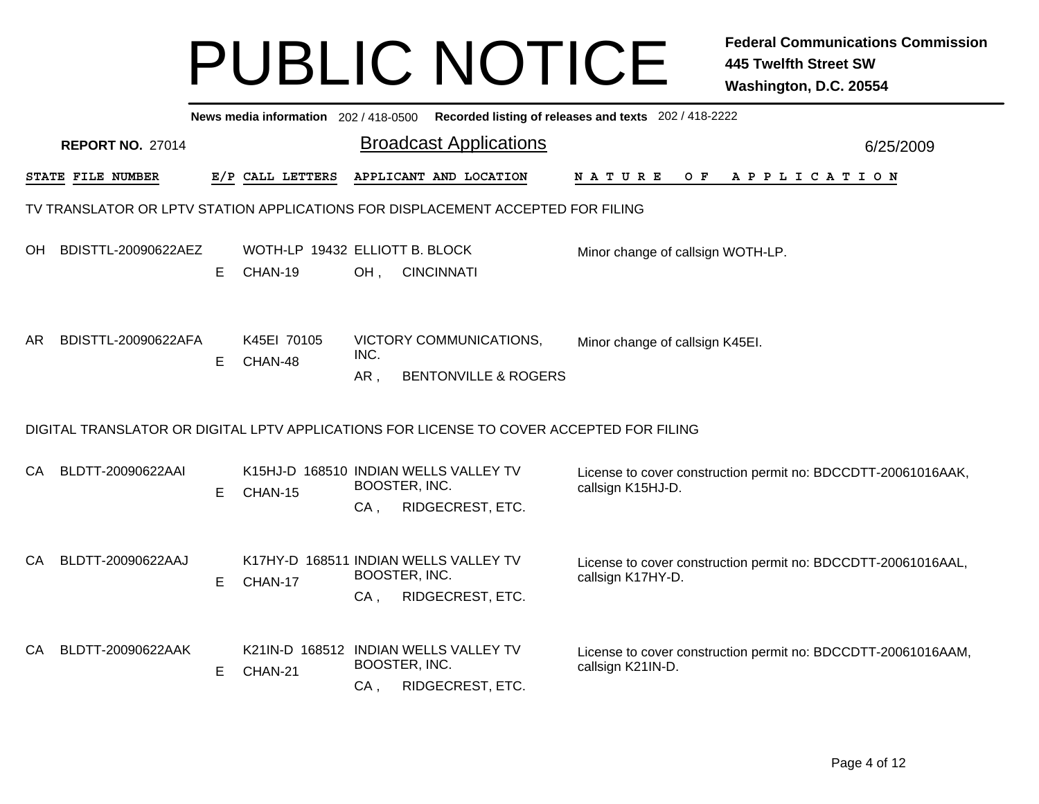# PUBLIC NOTICE

**Federal Communications Commission**
**445 Twelfth Street SW**
**Washington, D.C. 20554**

**News media information** 202 / 418-0500 **Recorded listing of releases and texts** 202 / 418-2222

**REPORT NO.** 27014

## Broadcast Applications

6/25/2009

### TV TRANSLATOR OR LPTV STATION APPLICATIONS FOR DISPLACEMENT ACCEPTED FOR FILING

| STATE | FILE NUMBER | E/P | CALL LETTERS | APPLICANT AND LOCATION | NATURE OF APPLICATION |
|---|---|---|---|---|---|
| OH | BDISTTL-20090622AEZ | E | WOTH-LP 19432 CHAN-19 | ELLIOTT B. BLOCK OH , CINCINNATI | Minor change of callsign WOTH-LP. |
| AR | BDISTTL-20090622AFA | E | K45EI 70105 CHAN-48 | VICTORY COMMUNICATIONS, INC. AR , BENTONVILLE & ROGERS | Minor change of callsign K45EI. |

### DIGITAL TRANSLATOR OR DIGITAL LPTV APPLICATIONS FOR LICENSE TO COVER ACCEPTED FOR FILING

| STATE | FILE NUMBER | E/P | CALL LETTERS | APPLICANT AND LOCATION | NATURE OF APPLICATION |
|---|---|---|---|---|---|
| CA | BLDTT-20090622AAI | E | K15HJ-D 168510 CHAN-15 | INDIAN WELLS VALLEY TV BOOSTER, INC. CA , RIDGECREST, ETC. | License to cover construction permit no: BDCCDTT-20061016AAK, callsign K15HJ-D. |
| CA | BLDTT-20090622AAJ | E | K17HY-D 168511 CHAN-17 | INDIAN WELLS VALLEY TV BOOSTER, INC. CA , RIDGECREST, ETC. | License to cover construction permit no: BDCCDTT-20061016AAL, callsign K17HY-D. |
| CA | BLDTT-20090622AAK | E | K21IN-D 168512 CHAN-21 | INDIAN WELLS VALLEY TV BOOSTER, INC. CA , RIDGECREST, ETC. | License to cover construction permit no: BDCCDTT-20061016AAM, callsign K21IN-D. |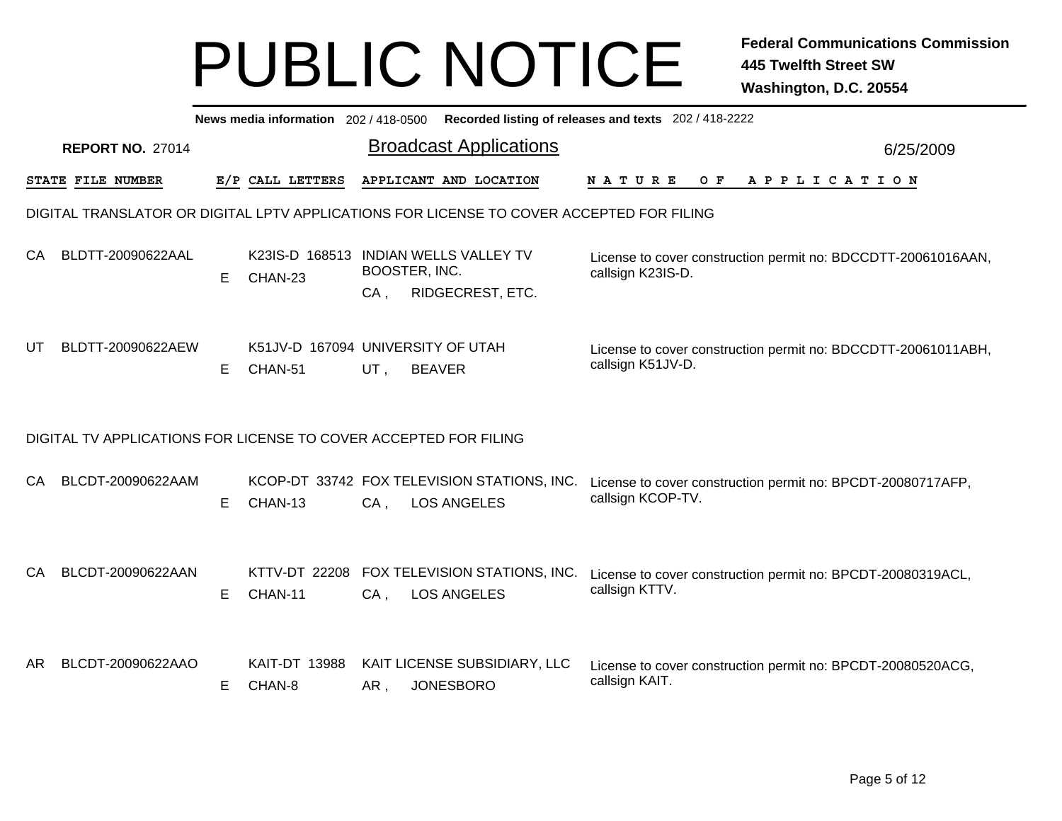# PUBLIC NOTICE

**Federal Communications Commission**
**445 Twelfth Street SW**
**Washington, D.C. 20554**

**News media information** 202 / 418-0500 **Recorded listing of releases and texts** 202 / 418-2222

**REPORT NO.** 27014

## Broadcast Applications

6/25/2009

### DIGITAL TRANSLATOR OR DIGITAL LPTV APPLICATIONS FOR LICENSE TO COVER ACCEPTED FOR FILING

| STATE | FILE NUMBER | E/P | CALL LETTERS | APPLICANT AND LOCATION | NATURE OF APPLICATION |
|---|---|---|---|---|---|
| CA | BLDTT-20090622AAL | E | K23IS-D 168513 CHAN-23 | INDIAN WELLS VALLEY TV BOOSTER, INC. CA , RIDGECREST, ETC. | License to cover construction permit no: BDCCDTT-20061016AAN, callsign K23IS-D. |
| UT | BLDTT-20090622AEW | E | K51JV-D 167094 CHAN-51 | UNIVERSITY OF UTAH UT , BEAVER | License to cover construction permit no: BDCCDTT-20061011ABH, callsign K51JV-D. |

### DIGITAL TV APPLICATIONS FOR LICENSE TO COVER ACCEPTED FOR FILING

| STATE | FILE NUMBER | E/P | CALL LETTERS | APPLICANT AND LOCATION | NATURE OF APPLICATION |
|---|---|---|---|---|---|
| CA | BLCDT-20090622AAM | E | KCOP-DT 33742 CHAN-13 | FOX TELEVISION STATIONS, INC. CA , LOS ANGELES | License to cover construction permit no: BPCDT-20080717AFP, callsign KCOP-TV. |
| CA | BLCDT-20090622AAN | E | KTTV-DT 22208 CHAN-11 | FOX TELEVISION STATIONS, INC. CA , LOS ANGELES | License to cover construction permit no: BPCDT-20080319ACL, callsign KTTV. |
| AR | BLCDT-20090622AAO | E | KAIT-DT 13988 CHAN-8 | KAIT LICENSE SUBSIDIARY, LLC AR , JONESBORO | License to cover construction permit no: BPCDT-20080520ACG, callsign KAIT. |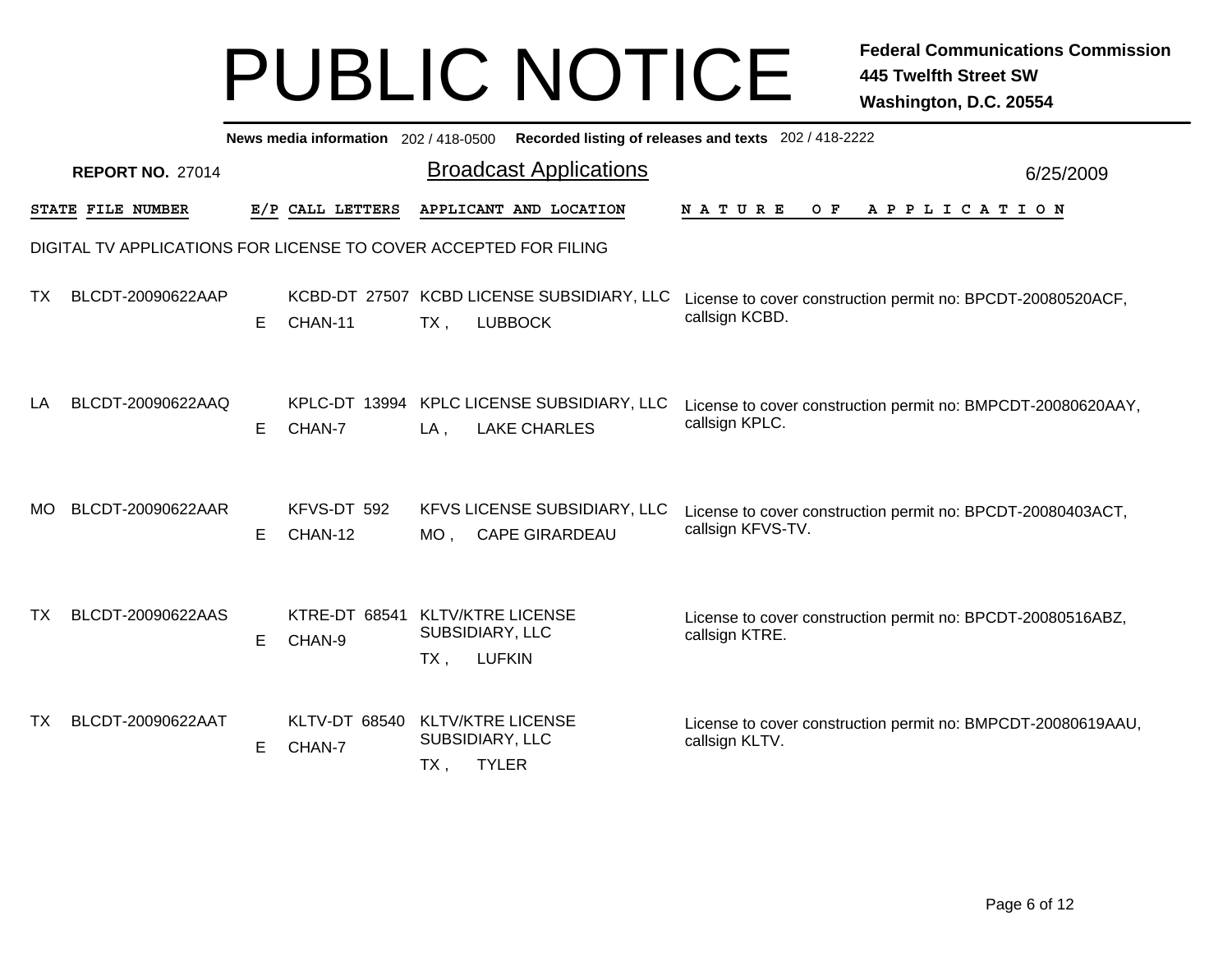# PUBLIC NOTICE

**Federal Communications Commission**
**445 Twelfth Street SW**
**Washington, D.C. 20554**

**News media information** 202 / 418-0500 **Recorded listing of releases and texts** 202 / 418-2222

**REPORT NO.** 27014

## Broadcast Applications

6/25/2009

DIGITAL TV APPLICATIONS FOR LICENSE TO COVER ACCEPTED FOR FILING

| STATE | FILE NUMBER | E/P | CALL LETTERS | APPLICANT AND LOCATION | NATURE OF APPLICATION |
|---|---|---|---|---|---|
| TX | BLCDT-20090622AAP | E | KCBD-DT 27507 CHAN-11 | KCBD LICENSE SUBSIDIARY, LLC TX , LUBBOCK | License to cover construction permit no: BPCDT-20080520ACF, callsign KCBD. |
| LA | BLCDT-20090622AAQ | E | KPLC-DT 13994 CHAN-7 | KPLC LICENSE SUBSIDIARY, LLC LA , LAKE CHARLES | License to cover construction permit no: BMPCDT-20080620AAY, callsign KPLC. |
| MO | BLCDT-20090622AAR | E | KFVS-DT 592 CHAN-12 | KFVS LICENSE SUBSIDIARY, LLC MO , CAPE GIRARDEAU | License to cover construction permit no: BPCDT-20080403ACT, callsign KFVS-TV. |
| TX | BLCDT-20090622AAS | E | KTRE-DT 68541 CHAN-9 | KLTV/KTRE LICENSE SUBSIDIARY, LLC TX , LUFKIN | License to cover construction permit no: BPCDT-20080516ABZ, callsign KTRE. |
| TX | BLCDT-20090622AAT | E | KLTV-DT 68540 CHAN-7 | KLTV/KTRE LICENSE SUBSIDIARY, LLC TX , TYLER | License to cover construction permit no: BMPCDT-20080619AAU, callsign KLTV. |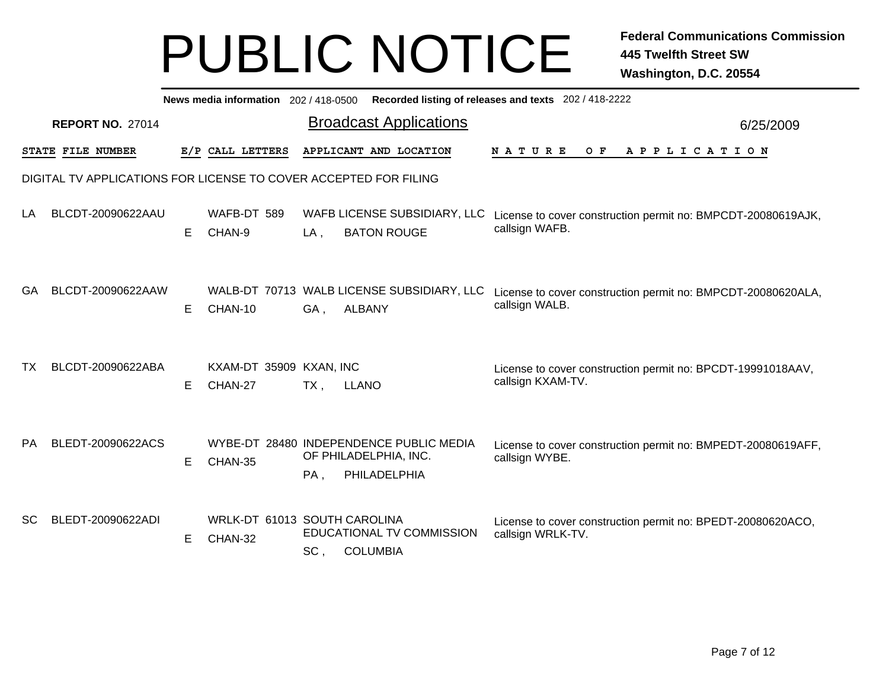# PUBLIC NOTICE

**Federal Communications Commission**
**445 Twelfth Street SW**
**Washington, D.C. 20554**

**News media information** 202 / 418-0500 **Recorded listing of releases and texts** 202 / 418-2222

**REPORT NO.** 27014

## Broadcast Applications

6/25/2009

DIGITAL TV APPLICATIONS FOR LICENSE TO COVER ACCEPTED FOR FILING

| STATE | FILE NUMBER | E/P | CALL LETTERS | APPLICANT AND LOCATION | NATURE OF APPLICATION |
|---|---|---|---|---|---|
| LA | BLCDT-20090622AAU | E | WAFB-DT 589 CHAN-9 | WAFB LICENSE SUBSIDIARY, LLC LA , BATON ROUGE | License to cover construction permit no: BMPCDT-20080619AJK, callsign WAFB. |
| GA | BLCDT-20090622AAW | E | WALB-DT 70713 CHAN-10 | WALB LICENSE SUBSIDIARY, LLC GA , ALBANY | License to cover construction permit no: BMPCDT-20080620ALA, callsign WALB. |
| TX | BLCDT-20090622ABA | E | KXAM-DT 35909 CHAN-27 | KXAN, INC TX , LLANO | License to cover construction permit no: BPCDT-19991018AAV, callsign KXAM-TV. |
| PA | BLEDT-20090622ACS | E | WYBE-DT 28480 CHAN-35 | INDEPENDENCE PUBLIC MEDIA OF PHILADELPHIA, INC. PA , PHILADELPHIA | License to cover construction permit no: BMPEDT-20080619AFF, callsign WYBE. |
| SC | BLEDT-20090622ADI | E | WRLK-DT 61013 CHAN-32 | SOUTH CAROLINA EDUCATIONAL TV COMMISSION SC , COLUMBIA | License to cover construction permit no: BPEDT-20080620ACO, callsign WRLK-TV. |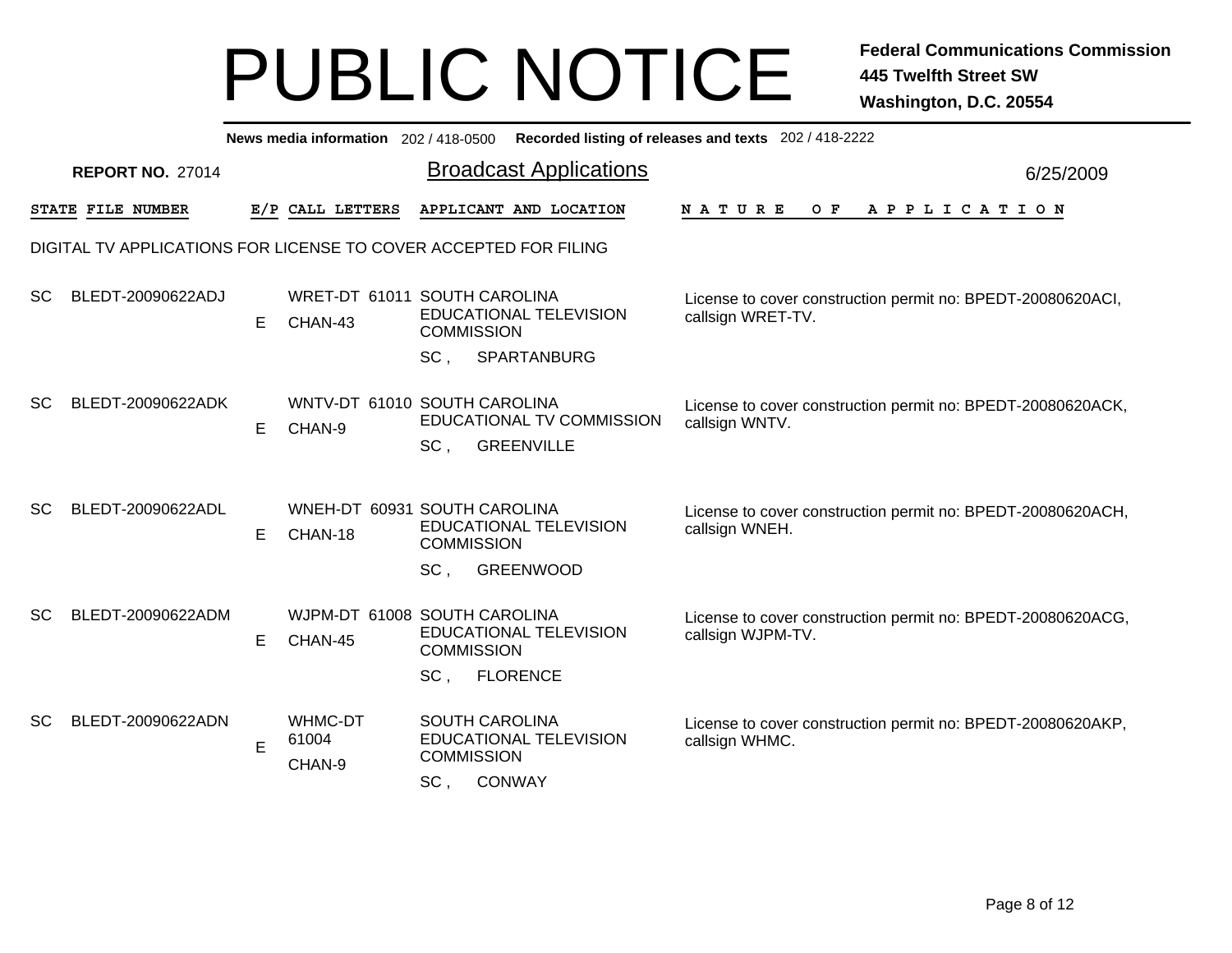# PUBLIC NOTICE

**Federal Communications Commission**
**445 Twelfth Street SW**
**Washington, D.C. 20554**

**News media information** 202 / 418-0500 **Recorded listing of releases and texts** 202 / 418-2222

**REPORT NO.** 27014

## Broadcast Applications

6/25/2009

DIGITAL TV APPLICATIONS FOR LICENSE TO COVER ACCEPTED FOR FILING

| STATE | FILE NUMBER | E/P | CALL LETTERS | APPLICANT AND LOCATION | NATURE OF APPLICATION |
|---|---|---|---|---|---|
| SC | BLEDT-20090622ADJ | E | WRET-DT 61011 CHAN-43 | SOUTH CAROLINA EDUCATIONAL TELEVISION COMMISSION SC , SPARTANBURG | License to cover construction permit no: BPEDT-20080620ACI, callsign WRET-TV. |
| SC | BLEDT-20090622ADK | E | WNTV-DT 61010 CHAN-9 | SOUTH CAROLINA EDUCATIONAL TV COMMISSION SC , GREENVILLE | License to cover construction permit no: BPEDT-20080620ACK, callsign WNTV. |
| SC | BLEDT-20090622ADL | E | WNEH-DT 60931 CHAN-18 | SOUTH CAROLINA EDUCATIONAL TELEVISION COMMISSION SC , GREENWOOD | License to cover construction permit no: BPEDT-20080620ACH, callsign WNEH. |
| SC | BLEDT-20090622ADM | E | WJPM-DT 61008 CHAN-45 | SOUTH CAROLINA EDUCATIONAL TELEVISION COMMISSION SC , FLORENCE | License to cover construction permit no: BPEDT-20080620ACG, callsign WJPM-TV. |
| SC | BLEDT-20090622ADN | E | WHMC-DT 61004 CHAN-9 | SOUTH CAROLINA EDUCATIONAL TELEVISION COMMISSION SC , CONWAY | License to cover construction permit no: BPEDT-20080620AKP, callsign WHMC. |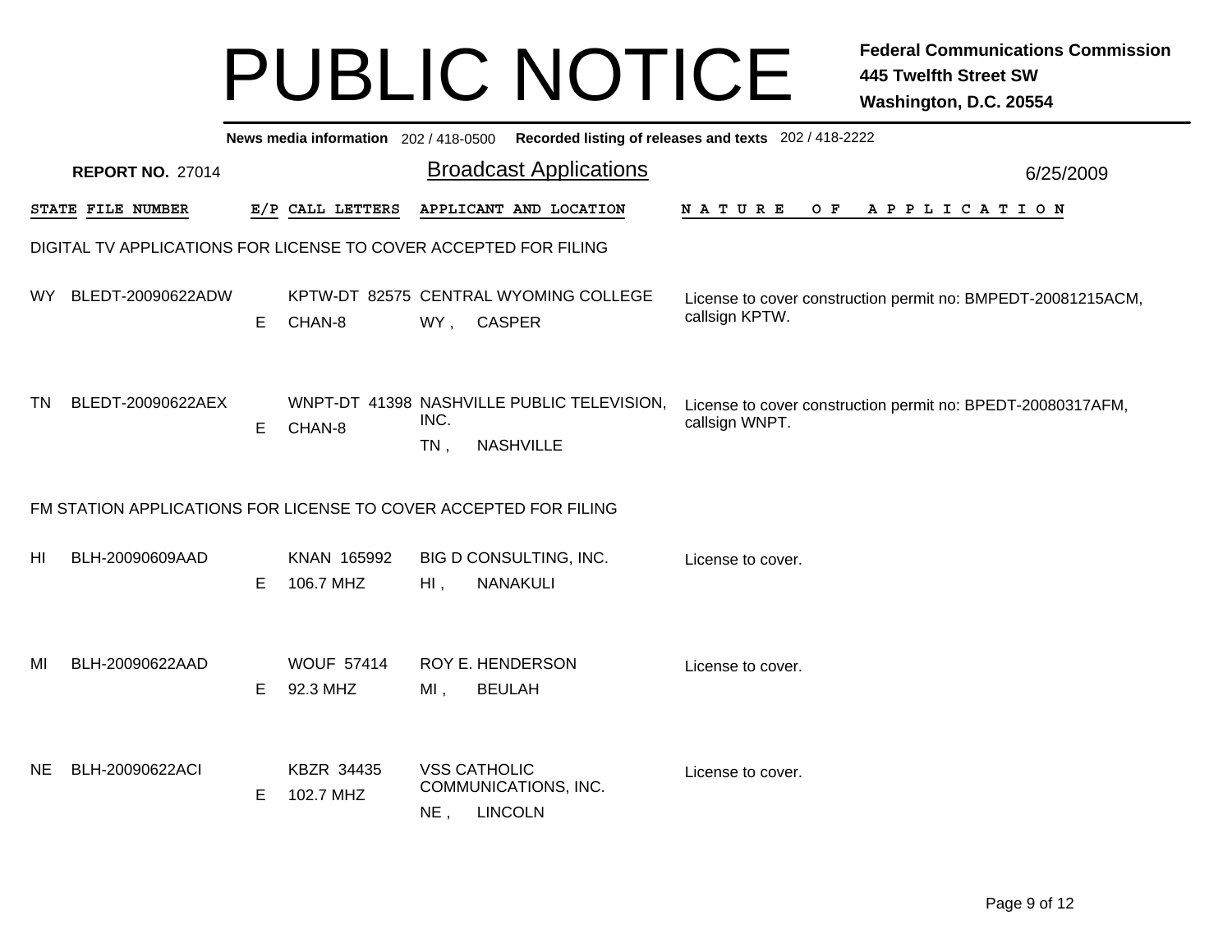# PUBLIC NOTICE

**Federal Communications Commission**
**445 Twelfth Street SW**
**Washington, D.C. 20554**

**News media information** 202 / 418-0500 **Recorded listing of releases and texts** 202 / 418-2222

**REPORT NO.** 27014

## Broadcast Applications

6/25/2009

### DIGITAL TV APPLICATIONS FOR LICENSE TO COVER ACCEPTED FOR FILING

| STATE | FILE NUMBER | E/P | CALL LETTERS | APPLICANT AND LOCATION | NATURE OF APPLICATION |
|---|---|---|---|---|---|
| WY | BLEDT-20090622ADW | E | KPTW-DT 82575<br>CHAN-8 | CENTRAL WYOMING COLLEGE<br>WY , CASPER | License to cover construction permit no: BMPEDT-20081215ACM, callsign KPTW. |
| TN | BLEDT-20090622AEX | E | WNPT-DT 41398<br>CHAN-8 | NASHVILLE PUBLIC TELEVISION, INC.<br>TN , NASHVILLE | License to cover construction permit no: BPEDT-20080317AFM, callsign WNPT. |

### FM STATION APPLICATIONS FOR LICENSE TO COVER ACCEPTED FOR FILING

| STATE | FILE NUMBER | E/P | CALL LETTERS | APPLICANT AND LOCATION | NATURE OF APPLICATION |
|---|---|---|---|---|---|
| HI | BLH-20090609AAD | E | KNAN 165992<br>106.7 MHZ | BIG D CONSULTING, INC.<br>HI , NANAKULI | License to cover. |
| MI | BLH-20090622AAD | E | WOUF 57414<br>92.3 MHZ | ROY E. HENDERSON<br>MI , BEULAH | License to cover. |
| NE | BLH-20090622ACI | E | KBZR 34435<br>102.7 MHZ | VSS CATHOLIC COMMUNICATIONS, INC.<br>NE , LINCOLN | License to cover. |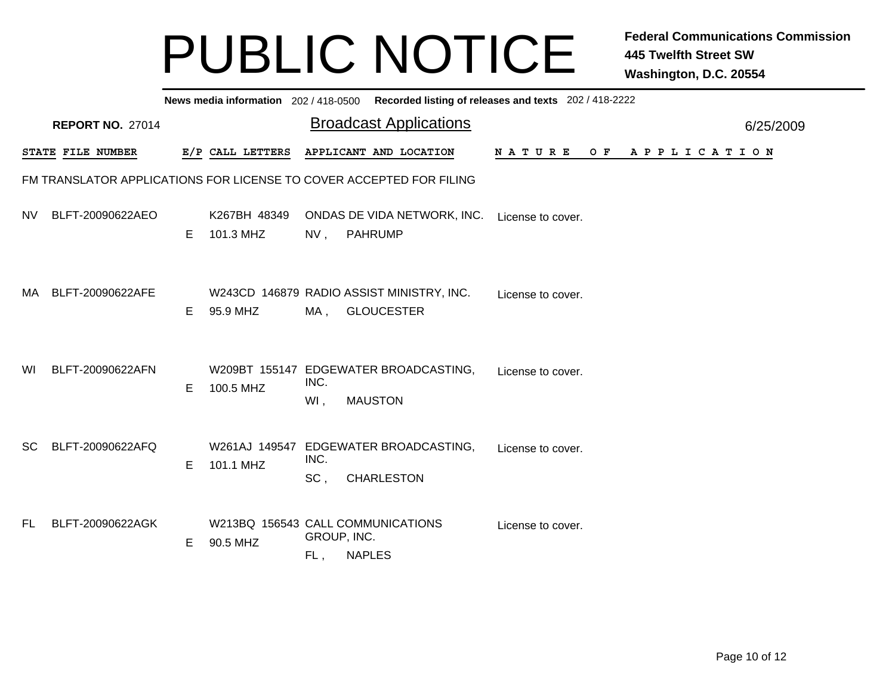# PUBLIC NOTICE

**Federal Communications Commission**
**445 Twelfth Street SW**
**Washington, D.C. 20554**

**News media information** 202 / 418-0500 **Recorded listing of releases and texts** 202 / 418-2222

**REPORT NO.** 27014

## Broadcast Applications

6/25/2009

FM TRANSLATOR APPLICATIONS FOR LICENSE TO COVER ACCEPTED FOR FILING

| STATE | FILE NUMBER | E/P | CALL LETTERS | APPLICANT AND LOCATION | NATURE OF APPLICATION |
|---|---|---|---|---|---|
| NV | BLFT-20090622AEO | E | K267BH 48349<br>101.3 MHZ | ONDAS DE VIDA NETWORK, INC.<br>NV , PAHRUMP | License to cover. |
| MA | BLFT-20090622AFE | E | W243CD 146879<br>95.9 MHZ | RADIO ASSIST MINISTRY, INC.<br>MA , GLOUCESTER | License to cover. |
| WI | BLFT-20090622AFN | E | W209BT 155147<br>100.5 MHZ | EDGEWATER BROADCASTING, INC.<br>WI , MAUSTON | License to cover. |
| SC | BLFT-20090622AFQ | E | W261AJ 149547<br>101.1 MHZ | EDGEWATER BROADCASTING, INC.<br>SC , CHARLESTON | License to cover. |
| FL | BLFT-20090622AGK | E | W213BQ 156543<br>90.5 MHZ | CALL COMMUNICATIONS GROUP, INC.<br>FL , NAPLES | License to cover. |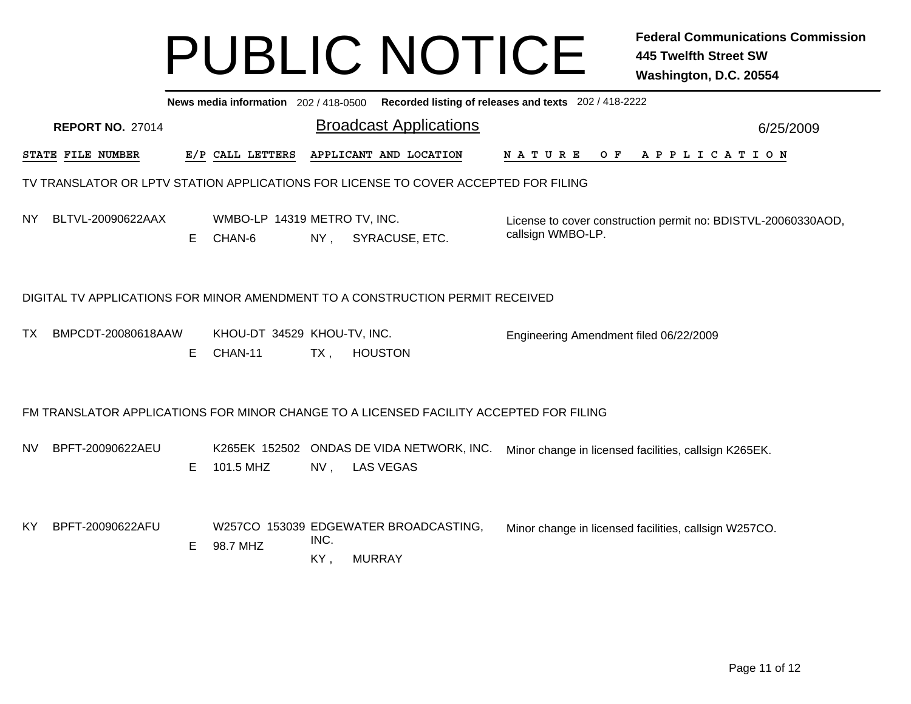# PUBLIC NOTICE

**Federal Communications Commission**
**445 Twelfth Street SW**
**Washington, D.C. 20554**

**News media information** 202 / 418-0500 **Recorded listing of releases and texts** 202 / 418-2222

**REPORT NO.** 27014

## Broadcast Applications

6/25/2009

| STATE | FILE NUMBER | E/P | CALL LETTERS | APPLICANT AND LOCATION | NATURE OF APPLICATION |
|---|---|---|---|---|---|

### TV TRANSLATOR OR LPTV STATION APPLICATIONS FOR LICENSE TO COVER ACCEPTED FOR FILING

| STATE | FILE NUMBER | E/P | CALL LETTERS | APPLICANT AND LOCATION | NATURE OF APPLICATION |
|---|---|---|---|---|---|
| NY | BLTVL-20090622AAX | E | WMBO-LP 14319 CHAN-6 | METRO TV, INC. NY , SYRACUSE, ETC. | License to cover construction permit no: BDISTVL-20060330AOD, callsign WMBO-LP. |

### DIGITAL TV APPLICATIONS FOR MINOR AMENDMENT TO A CONSTRUCTION PERMIT RECEIVED

| STATE | FILE NUMBER | E/P | CALL LETTERS | APPLICANT AND LOCATION | NATURE OF APPLICATION |
|---|---|---|---|---|---|
| TX | BMPCDT-20080618AAW | E | KHOU-DT 34529 CHAN-11 | KHOU-TV, INC. TX , HOUSTON | Engineering Amendment filed 06/22/2009 |

### FM TRANSLATOR APPLICATIONS FOR MINOR CHANGE TO A LICENSED FACILITY ACCEPTED FOR FILING

| STATE | FILE NUMBER | E/P | CALL LETTERS | APPLICANT AND LOCATION | NATURE OF APPLICATION |
|---|---|---|---|---|---|
| NV | BPFT-20090622AEU | E | K265EK 152502 101.5 MHZ | ONDAS DE VIDA NETWORK, INC. NV , LAS VEGAS | Minor change in licensed facilities, callsign K265EK. |
| KY | BPFT-20090622AFU | E | W257CO 153039 98.7 MHZ | EDGEWATER BROADCASTING, INC. KY , MURRAY | Minor change in licensed facilities, callsign W257CO. |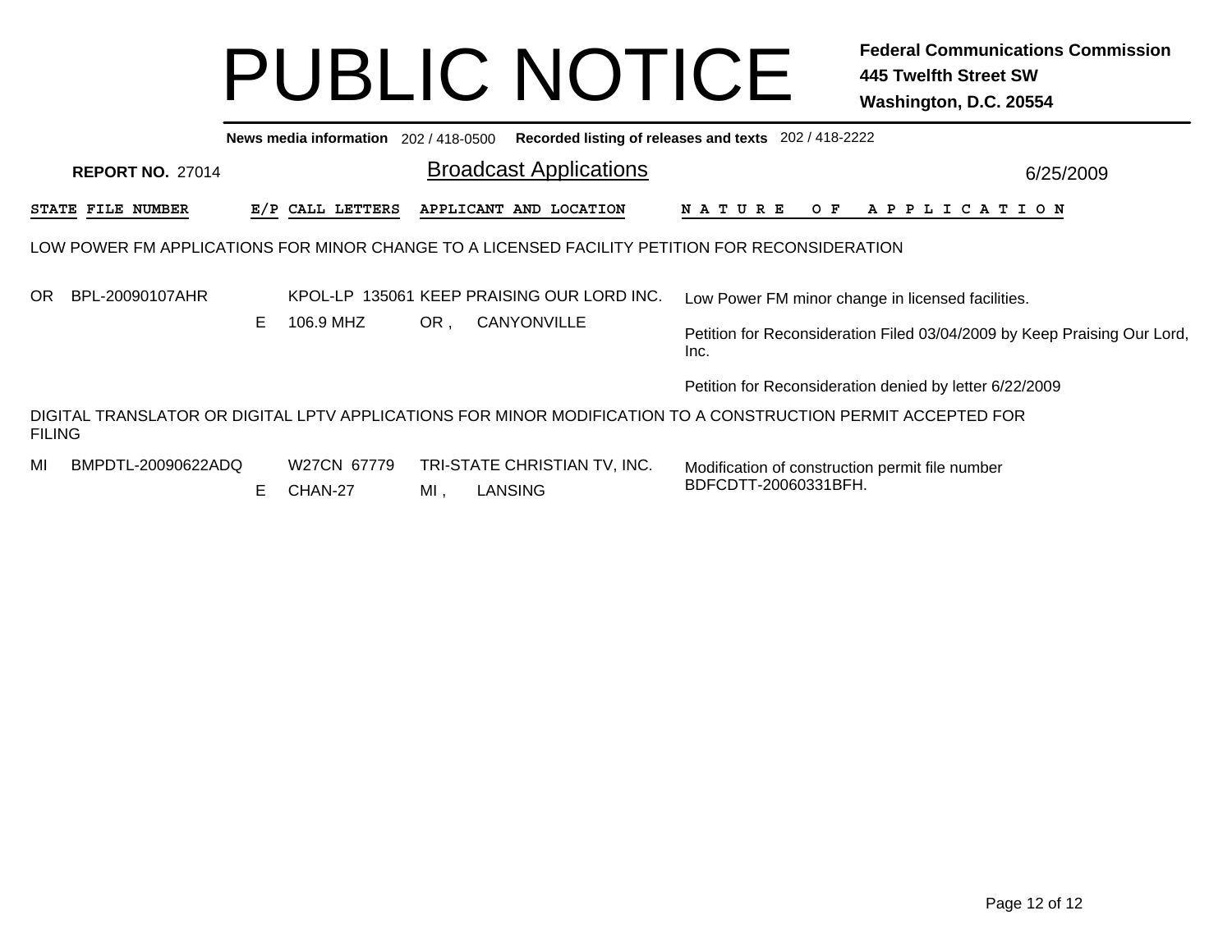# PUBLIC NOTICE

**Federal Communications Commission**
**445 Twelfth Street SW**
**Washington, D.C. 20554**

**News media information** 202 / 418-0500 **Recorded listing of releases and texts** 202 / 418-2222

**REPORT NO.** 27014

## Broadcast Applications

6/25/2009

| STATE | FILE NUMBER | E/P | CALL LETTERS | APPLICANT AND LOCATION | NATURE OF APPLICATION |
|---|---|---|---|---|---|

### LOW POWER FM APPLICATIONS FOR MINOR CHANGE TO A LICENSED FACILITY PETITION FOR RECONSIDERATION

| STATE | FILE NUMBER | E/P | CALL LETTERS | APPLICANT AND LOCATION | NATURE OF APPLICATION |
|---|---|---|---|---|---|
| OR | BPL-20090107AHR | E | KPOL-LP 135061<br>106.9 MHZ | KEEP PRAISING OUR LORD INC.<br>OR , CANYONVILLE | Low Power FM minor change in licensed facilities.<br><br>Petition for Reconsideration Filed 03/04/2009 by Keep Praising Our Lord, Inc.<br><br>Petition for Reconsideration denied by letter 6/22/2009 |

### DIGITAL TRANSLATOR OR DIGITAL LPTV APPLICATIONS FOR MINOR MODIFICATION TO A CONSTRUCTION PERMIT ACCEPTED FOR FILING

| STATE | FILE NUMBER | E/P | CALL LETTERS | APPLICANT AND LOCATION | NATURE OF APPLICATION |
|---|---|---|---|---|---|
| MI | BMPDTL-20090622ADQ | E | W27CN 67779<br>CHAN-27 | TRI-STATE CHRISTIAN TV, INC.<br>MI , LANSING | Modification of construction permit file number BDFCDTT-20060331BFH. |